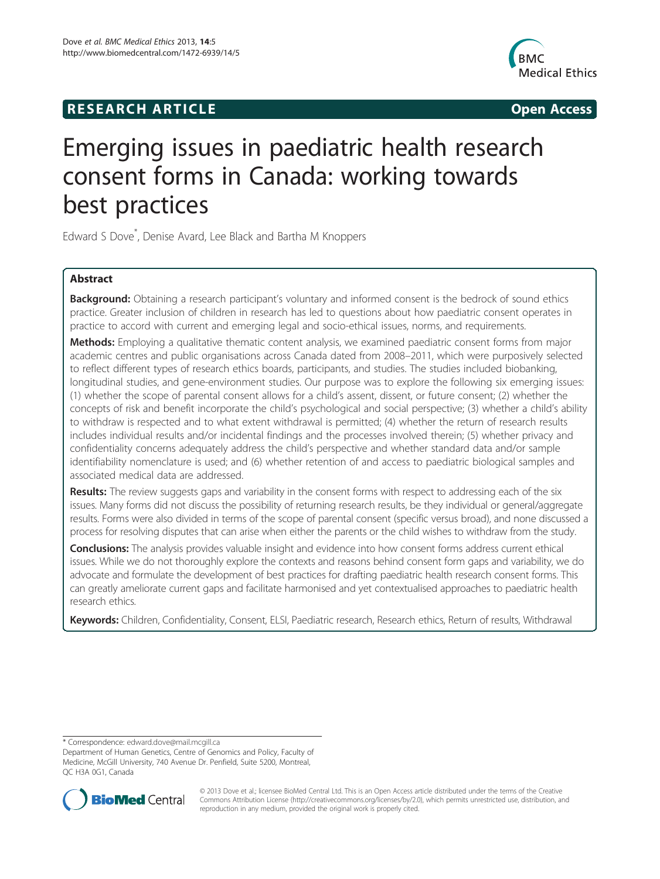RESEARCH ARTICLE Open Access

# Emerging issues in paediatric health research consent forms in Canada: working towards best practices

Edward S Dove*, Denise Avard, Lee Black and Bartha M Knoppers

## Abstract

**Background:** Obtaining a research participant's voluntary and informed consent is the bedrock of sound ethics practice. Greater inclusion of children in research has led to questions about how paediatric consent operates in practice to accord with current and emerging legal and socio-ethical issues, norms, and requirements.

**Methods:** Employing a qualitative thematic content analysis, we examined paediatric consent forms from major academic centres and public organisations across Canada dated from 2008–2011, which were purposively selected to reflect different types of research ethics boards, participants, and studies. The studies included biobanking, longitudinal studies, and gene-environment studies. Our purpose was to explore the following six emerging issues: (1) whether the scope of parental consent allows for a child's assent, dissent, or future consent; (2) whether the concepts of risk and benefit incorporate the child's psychological and social perspective; (3) whether a child's ability to withdraw is respected and to what extent withdrawal is permitted; (4) whether the return of research results includes individual results and/or incidental findings and the processes involved therein; (5) whether privacy and confidentiality concerns adequately address the child's perspective and whether standard data and/or sample identifiability nomenclature is used; and (6) whether retention of and access to paediatric biological samples and associated medical data are addressed.

**Results:** The review suggests gaps and variability in the consent forms with respect to addressing each of the six issues. Many forms did not discuss the possibility of returning research results, be they individual or general/aggregate results. Forms were also divided in terms of the scope of parental consent (specific versus broad), and none discussed a process for resolving disputes that can arise when either the parents or the child wishes to withdraw from the study.

**Conclusions:** The analysis provides valuable insight and evidence into how consent forms address current ethical issues. While we do not thoroughly explore the contexts and reasons behind consent form gaps and variability, we do advocate and formulate the development of best practices for drafting paediatric health research consent forms. This can greatly ameliorate current gaps and facilitate harmonised and yet contextualised approaches to paediatric health research ethics.

**Keywords:** Children, Confidentiality, Consent, ELSI, Paediatric research, Research ethics, Return of results, Withdrawal

---

\* Correspondence: edward.dove@mail.mcgill.ca
Department of Human Genetics, Centre of Genomics and Policy, Faculty of Medicine, McGill University, 740 Avenue Dr. Penfield, Suite 5200, Montreal, QC H3A 0G1, Canada

© 2013 Dove et al.; licensee BioMed Central Ltd. This is an Open Access article distributed under the terms of the Creative Commons Attribution License (http://creativecommons.org/licenses/by/2.0), which permits unrestricted use, distribution, and reproduction in any medium, provided the original work is properly cited.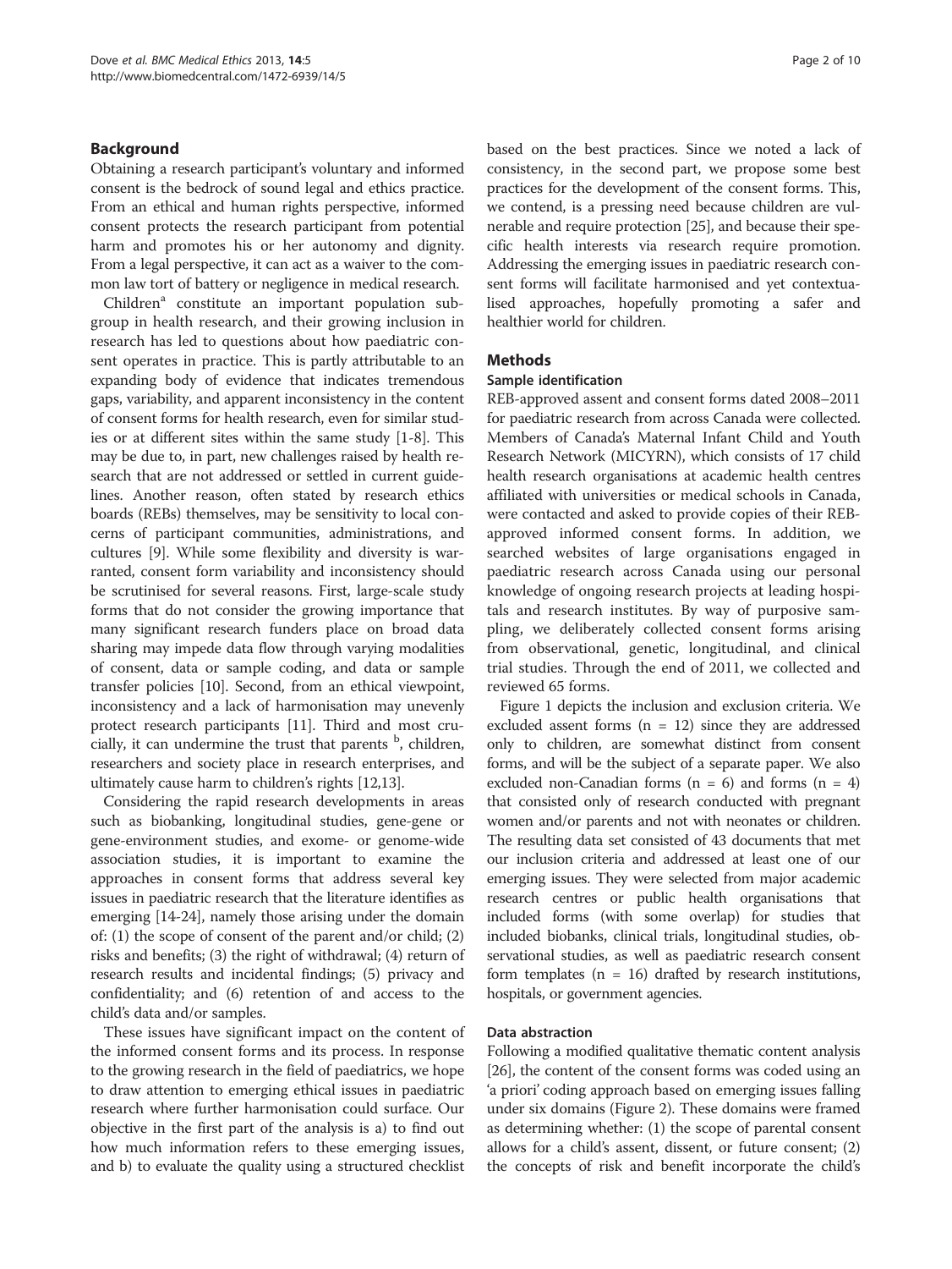## Background

Obtaining a research participant's voluntary and informed consent is the bedrock of sound legal and ethics practice. From an ethical and human rights perspective, informed consent protects the research participant from potential harm and promotes his or her autonomy and dignity. From a legal perspective, it can act as a waiver to the common law tort of battery or negligence in medical research.

Children[a] constitute an important population subgroup in health research, and their growing inclusion in research has led to questions about how paediatric consent operates in practice. This is partly attributable to an expanding body of evidence that indicates tremendous gaps, variability, and apparent inconsistency in the content of consent forms for health research, even for similar studies or at different sites within the same study [1-8]. This may be due to, in part, new challenges raised by health research that are not addressed or settled in current guidelines. Another reason, often stated by research ethics boards (REBs) themselves, may be sensitivity to local concerns of participant communities, administrations, and cultures [9]. While some flexibility and diversity is warranted, consent form variability and inconsistency should be scrutinised for several reasons. First, large-scale study forms that do not consider the growing importance that many significant research funders place on broad data sharing may impede data flow through varying modalities of consent, data or sample coding, and data or sample transfer policies [10]. Second, from an ethical viewpoint, inconsistency and a lack of harmonisation may unevenly protect research participants [11]. Third and most crucially, it can undermine the trust that parents [b], children, researchers and society place in research enterprises, and ultimately cause harm to children's rights [12,13].

Considering the rapid research developments in areas such as biobanking, longitudinal studies, gene-gene or gene-environment studies, and exome- or genome-wide association studies, it is important to examine the approaches in consent forms that address several key issues in paediatric research that the literature identifies as emerging [14-24], namely those arising under the domain of: (1) the scope of consent of the parent and/or child; (2) risks and benefits; (3) the right of withdrawal; (4) return of research results and incidental findings; (5) privacy and confidentiality; and (6) retention of and access to the child's data and/or samples.

These issues have significant impact on the content of the informed consent forms and its process. In response to the growing research in the field of paediatrics, we hope to draw attention to emerging ethical issues in paediatric research where further harmonisation could surface. Our objective in the first part of the analysis is a) to find out how much information refers to these emerging issues, and b) to evaluate the quality using a structured checklist based on the best practices. Since we noted a lack of consistency, in the second part, we propose some best practices for the development of the consent forms. This, we contend, is a pressing need because children are vulnerable and require protection [25], and because their specific health interests via research require promotion. Addressing the emerging issues in paediatric research consent forms will facilitate harmonised and yet contextualised approaches, hopefully promoting a safer and healthier world for children.

## Methods

### Sample identification

REB-approved assent and consent forms dated 2008–2011 for paediatric research from across Canada were collected. Members of Canada's Maternal Infant Child and Youth Research Network (MICYRN), which consists of 17 child health research organisations at academic health centres affiliated with universities or medical schools in Canada, were contacted and asked to provide copies of their REB-approved informed consent forms. In addition, we searched websites of large organisations engaged in paediatric research across Canada using our personal knowledge of ongoing research projects at leading hospitals and research institutes. By way of purposive sampling, we deliberately collected consent forms arising from observational, genetic, longitudinal, and clinical trial studies. Through the end of 2011, we collected and reviewed 65 forms.

Figure 1 depicts the inclusion and exclusion criteria. We excluded assent forms (n = 12) since they are addressed only to children, are somewhat distinct from consent forms, and will be the subject of a separate paper. We also excluded non-Canadian forms (n = 6) and forms (n = 4) that consisted only of research conducted with pregnant women and/or parents and not with neonates or children. The resulting data set consisted of 43 documents that met our inclusion criteria and addressed at least one of our emerging issues. They were selected from major academic research centres or public health organisations that included forms (with some overlap) for studies that included biobanks, clinical trials, longitudinal studies, observational studies, as well as paediatric research consent form templates (n = 16) drafted by research institutions, hospitals, or government agencies.

### Data abstraction

Following a modified qualitative thematic content analysis [26], the content of the consent forms was coded using an 'a priori' coding approach based on emerging issues falling under six domains (Figure 2). These domains were framed as determining whether: (1) the scope of parental consent allows for a child's assent, dissent, or future consent; (2) the concepts of risk and benefit incorporate the child's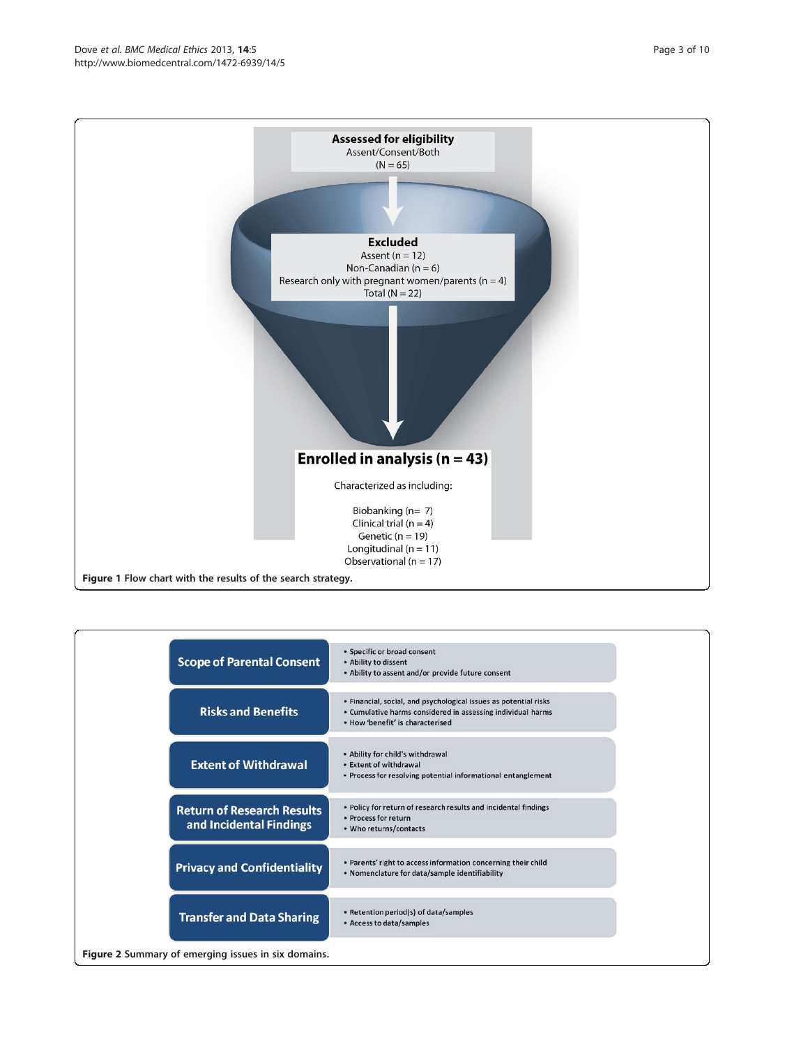**Assessed for eligibility**
Assent/Consent/Both
(N = 65)

**Excluded**
Assent (n = 12)
Non-Canadian (n = 6)
Research only with pregnant women/parents (n = 4)
Total (N = 22)

**Enrolled in analysis (n = 43)**

Characterized as including:

Biobanking (n= 7)
Clinical trial (n = 4)
Genetic (n = 19)
Longitudinal (n = 11)
Observational (n = 17)

**Figure 1** Flow chart with the results of the search strategy.

| Domain | Emerging issues |
| --- | --- |
| **Scope of Parental Consent** | • Specific or broad consent<br>• Ability to dissent<br>• Ability to assent and/or provide future consent |
| **Risks and Benefits** | • Financial, social, and psychological issues as potential risks<br>• Cumulative harms considered in assessing individual harms<br>• How 'benefit' is characterised |
| **Extent of Withdrawal** | • Ability for child's withdrawal<br>• Extent of withdrawal<br>• Process for resolving potential informational entanglement |
| **Return of Research Results and Incidental Findings** | • Policy for return of research results and incidental findings<br>• Process for return<br>• Who returns/contacts |
| **Privacy and Confidentiality** | • Parents' right to access information concerning their child<br>• Nomenclature for data/sample identifiability |
| **Transfer and Data Sharing** | • Retention period(s) of data/samples<br>• Access to data/samples |

**Figure 2** Summary of emerging issues in six domains.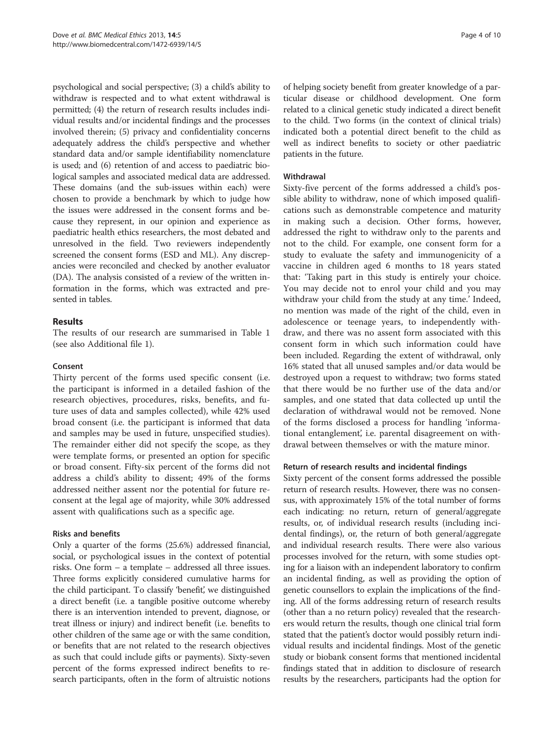psychological and social perspective; (3) a child's ability to withdraw is respected and to what extent withdrawal is permitted; (4) the return of research results includes individual results and/or incidental findings and the processes involved therein; (5) privacy and confidentiality concerns adequately address the child's perspective and whether standard data and/or sample identifiability nomenclature is used; and (6) retention of and access to paediatric biological samples and associated medical data are addressed. These domains (and the sub-issues within each) were chosen to provide a benchmark by which to judge how the issues were addressed in the consent forms and because they represent, in our opinion and experience as paediatric health ethics researchers, the most debated and unresolved in the field. Two reviewers independently screened the consent forms (ESD and ML). Any discrepancies were reconciled and checked by another evaluator (DA). The analysis consisted of a review of the written information in the forms, which was extracted and presented in tables.

## Results

The results of our research are summarised in Table 1 (see also Additional file 1).

### Consent

Thirty percent of the forms used specific consent (i.e. the participant is informed in a detailed fashion of the research objectives, procedures, risks, benefits, and future uses of data and samples collected), while 42% used broad consent (i.e. the participant is informed that data and samples may be used in future, unspecified studies). The remainder either did not specify the scope, as they were template forms, or presented an option for specific or broad consent. Fifty-six percent of the forms did not address a child's ability to dissent; 49% of the forms addressed neither assent nor the potential for future reconsent at the legal age of majority, while 30% addressed assent with qualifications such as a specific age.

### Risks and benefits

Only a quarter of the forms (25.6%) addressed financial, social, or psychological issues in the context of potential risks. One form – a template – addressed all three issues. Three forms explicitly considered cumulative harms for the child participant. To classify 'benefit', we distinguished a direct benefit (i.e. a tangible positive outcome whereby there is an intervention intended to prevent, diagnose, or treat illness or injury) and indirect benefit (i.e. benefits to other children of the same age or with the same condition, or benefits that are not related to the research objectives as such that could include gifts or payments). Sixty-seven percent of the forms expressed indirect benefits to research participants, often in the form of altruistic notions of helping society benefit from greater knowledge of a particular disease or childhood development. One form related to a clinical genetic study indicated a direct benefit to the child. Two forms (in the context of clinical trials) indicated both a potential direct benefit to the child as well as indirect benefits to society or other paediatric patients in the future.

### Withdrawal

Sixty-five percent of the forms addressed a child's possible ability to withdraw, none of which imposed qualifications such as demonstrable competence and maturity in making such a decision. Other forms, however, addressed the right to withdraw only to the parents and not to the child. For example, one consent form for a study to evaluate the safety and immunogenicity of a vaccine in children aged 6 months to 18 years stated that: 'Taking part in this study is entirely your choice. You may decide not to enrol your child and you may withdraw your child from the study at any time.' Indeed, no mention was made of the right of the child, even in adolescence or teenage years, to independently withdraw, and there was no assent form associated with this consent form in which such information could have been included. Regarding the extent of withdrawal, only 16% stated that all unused samples and/or data would be destroyed upon a request to withdraw; two forms stated that there would be no further use of the data and/or samples, and one stated that data collected up until the declaration of withdrawal would not be removed. None of the forms disclosed a process for handling 'informational entanglement', i.e. parental disagreement on withdrawal between themselves or with the mature minor.

### Return of research results and incidental findings

Sixty percent of the consent forms addressed the possible return of research results. However, there was no consensus, with approximately 15% of the total number of forms each indicating: no return, return of general/aggregate results, or, of individual research results (including incidental findings), or, the return of both general/aggregate and individual research results. There were also various processes involved for the return, with some studies opting for a liaison with an independent laboratory to confirm an incidental finding, as well as providing the option of genetic counsellors to explain the implications of the finding. All of the forms addressing return of research results (other than a no return policy) revealed that the researchers would return the results, though one clinical trial form stated that the patient's doctor would possibly return individual results and incidental findings. Most of the genetic study or biobank consent forms that mentioned incidental findings stated that in addition to disclosure of research results by the researchers, participants had the option for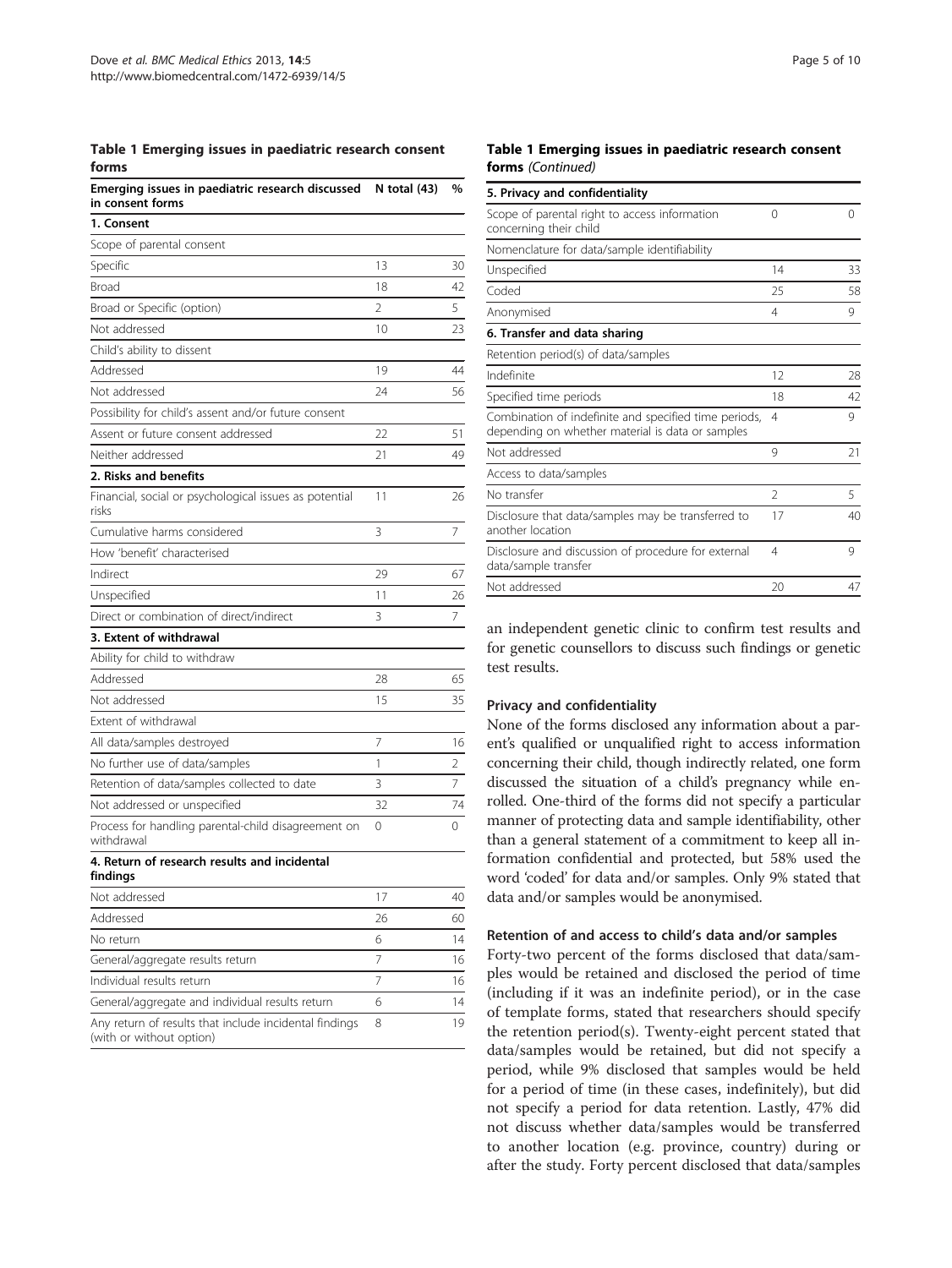**Table 1 Emerging issues in paediatric research consent forms**

| Emerging issues in paediatric research discussed in consent forms | N total (43) | % |
|---|---|---|
| **1. Consent** | | |
| Scope of parental consent | | |
| Specific | 13 | 30 |
| Broad | 18 | 42 |
| Broad or Specific (option) | 2 | 5 |
| Not addressed | 10 | 23 |
| Child's ability to dissent | | |
| Addressed | 19 | 44 |
| Not addressed | 24 | 56 |
| Possibility for child's assent and/or future consent | | |
| Assent or future consent addressed | 22 | 51 |
| Neither addressed | 21 | 49 |
| **2. Risks and benefits** | | |
| Financial, social or psychological issues as potential risks | 11 | 26 |
| Cumulative harms considered | 3 | 7 |
| How 'benefit' characterised | | |
| Indirect | 29 | 67 |
| Unspecified | 11 | 26 |
| Direct or combination of direct/indirect | 3 | 7 |
| **3. Extent of withdrawal** | | |
| Ability for child to withdraw | | |
| Addressed | 28 | 65 |
| Not addressed | 15 | 35 |
| Extent of withdrawal | | |
| All data/samples destroyed | 7 | 16 |
| No further use of data/samples | 1 | 2 |
| Retention of data/samples collected to date | 3 | 7 |
| Not addressed or unspecified | 32 | 74 |
| Process for handling parental-child disagreement on withdrawal | 0 | 0 |
| **4. Return of research results and incidental findings** | | |
| Not addressed | 17 | 40 |
| Addressed | 26 | 60 |
| No return | 6 | 14 |
| General/aggregate results return | 7 | 16 |
| Individual results return | 7 | 16 |
| General/aggregate and individual results return | 6 | 14 |
| Any return of results that include incidental findings (with or without option) | 8 | 19 |
| **5. Privacy and confidentiality** | | |
| Scope of parental right to access information concerning their child | 0 | 0 |
| Nomenclature for data/sample identifiability | | |
| Unspecified | 14 | 33 |
| Coded | 25 | 58 |
| Anonymised | 4 | 9 |
| **6. Transfer and data sharing** | | |
| Retention period(s) of data/samples | | |
| Indefinite | 12 | 28 |
| Specified time periods | 18 | 42 |
| Combination of indefinite and specified time periods, depending on whether material is data or samples | 4 | 9 |
| Not addressed | 9 | 21 |
| Access to data/samples | | |
| No transfer | 2 | 5 |
| Disclosure that data/samples may be transferred to another location | 17 | 40 |
| Disclosure and discussion of procedure for external data/sample transfer | 4 | 9 |
| Not addressed | 20 | 47 |

an independent genetic clinic to confirm test results and for genetic counsellors to discuss such findings or genetic test results.

#### Privacy and confidentiality

None of the forms disclosed any information about a parent's qualified or unqualified right to access information concerning their child, though indirectly related, one form discussed the situation of a child's pregnancy while enrolled. One-third of the forms did not specify a particular manner of protecting data and sample identifiability, other than a general statement of a commitment to keep all information confidential and protected, but 58% used the word 'coded' for data and/or samples. Only 9% stated that data and/or samples would be anonymised.

#### Retention of and access to child's data and/or samples

Forty-two percent of the forms disclosed that data/samples would be retained and disclosed the period of time (including if it was an indefinite period), or in the case of template forms, stated that researchers should specify the retention period(s). Twenty-eight percent stated that data/samples would be retained, but did not specify a period, while 9% disclosed that samples would be held for a period of time (in these cases, indefinitely), but did not specify a period for data retention. Lastly, 47% did not discuss whether data/samples would be transferred to another location (e.g. province, country) during or after the study. Forty percent disclosed that data/samples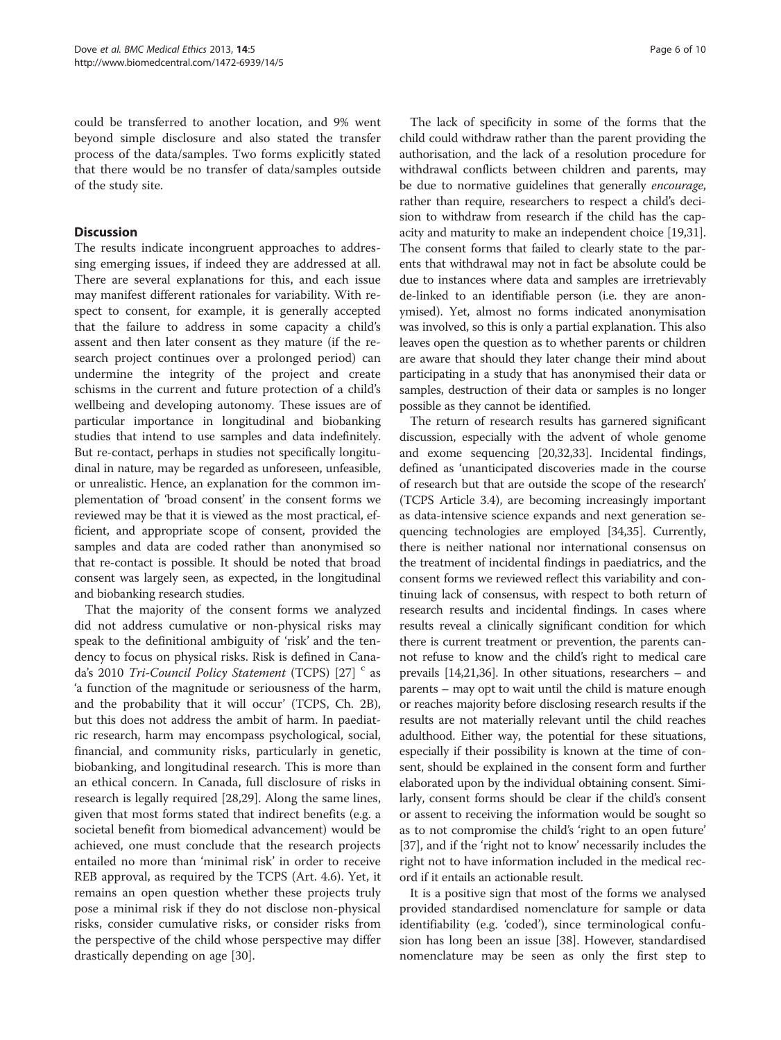could be transferred to another location, and 9% went beyond simple disclosure and also stated the transfer process of the data/samples. Two forms explicitly stated that there would be no transfer of data/samples outside of the study site.

## Discussion

The results indicate incongruent approaches to addressing emerging issues, if indeed they are addressed at all. There are several explanations for this, and each issue may manifest different rationales for variability. With respect to consent, for example, it is generally accepted that the failure to address in some capacity a child's assent and then later consent as they mature (if the research project continues over a prolonged period) can undermine the integrity of the project and create schisms in the current and future protection of a child's wellbeing and developing autonomy. These issues are of particular importance in longitudinal and biobanking studies that intend to use samples and data indefinitely. But re-contact, perhaps in studies not specifically longitudinal in nature, may be regarded as unforeseen, unfeasible, or unrealistic. Hence, an explanation for the common implementation of 'broad consent' in the consent forms we reviewed may be that it is viewed as the most practical, efficient, and appropriate scope of consent, provided the samples and data are coded rather than anonymised so that re-contact is possible. It should be noted that broad consent was largely seen, as expected, in the longitudinal and biobanking research studies.

That the majority of the consent forms we analyzed did not address cumulative or non-physical risks may speak to the definitional ambiguity of 'risk' and the tendency to focus on physical risks. Risk is defined in Canada's 2010 *Tri-Council Policy Statement* (TCPS) [27] [c] as 'a function of the magnitude or seriousness of the harm, and the probability that it will occur' (TCPS, Ch. 2B), but this does not address the ambit of harm. In paediatric research, harm may encompass psychological, social, financial, and community risks, particularly in genetic, biobanking, and longitudinal research. This is more than an ethical concern. In Canada, full disclosure of risks in research is legally required [28,29]. Along the same lines, given that most forms stated that indirect benefits (e.g. a societal benefit from biomedical advancement) would be achieved, one must conclude that the research projects entailed no more than 'minimal risk' in order to receive REB approval, as required by the TCPS (Art. 4.6). Yet, it remains an open question whether these projects truly pose a minimal risk if they do not disclose non-physical risks, consider cumulative risks, or consider risks from the perspective of the child whose perspective may differ drastically depending on age [30].

The lack of specificity in some of the forms that the child could withdraw rather than the parent providing the authorisation, and the lack of a resolution procedure for withdrawal conflicts between children and parents, may be due to normative guidelines that generally *encourage*, rather than require, researchers to respect a child's decision to withdraw from research if the child has the capacity and maturity to make an independent choice [19,31]. The consent forms that failed to clearly state to the parents that withdrawal may not in fact be absolute could be due to instances where data and samples are irretrievably de-linked to an identifiable person (i.e. they are anonymised). Yet, almost no forms indicated anonymisation was involved, so this is only a partial explanation. This also leaves open the question as to whether parents or children are aware that should they later change their mind about participating in a study that has anonymised their data or samples, destruction of their data or samples is no longer possible as they cannot be identified.

The return of research results has garnered significant discussion, especially with the advent of whole genome and exome sequencing [20,32,33]. Incidental findings, defined as 'unanticipated discoveries made in the course of research but that are outside the scope of the research' (TCPS Article 3.4), are becoming increasingly important as data-intensive science expands and next generation sequencing technologies are employed [34,35]. Currently, there is neither national nor international consensus on the treatment of incidental findings in paediatrics, and the consent forms we reviewed reflect this variability and continuing lack of consensus, with respect to both return of research results and incidental findings. In cases where results reveal a clinically significant condition for which there is current treatment or prevention, the parents cannot refuse to know and the child's right to medical care prevails [14,21,36]. In other situations, researchers – and parents – may opt to wait until the child is mature enough or reaches majority before disclosing research results if the results are not materially relevant until the child reaches adulthood. Either way, the potential for these situations, especially if their possibility is known at the time of consent, should be explained in the consent form and further elaborated upon by the individual obtaining consent. Similarly, consent forms should be clear if the child's consent or assent to receiving the information would be sought so as to not compromise the child's 'right to an open future' [37], and if the 'right not to know' necessarily includes the right not to have information included in the medical record if it entails an actionable result.

It is a positive sign that most of the forms we analysed provided standardised nomenclature for sample or data identifiability (e.g. 'coded'), since terminological confusion has long been an issue [38]. However, standardised nomenclature may be seen as only the first step to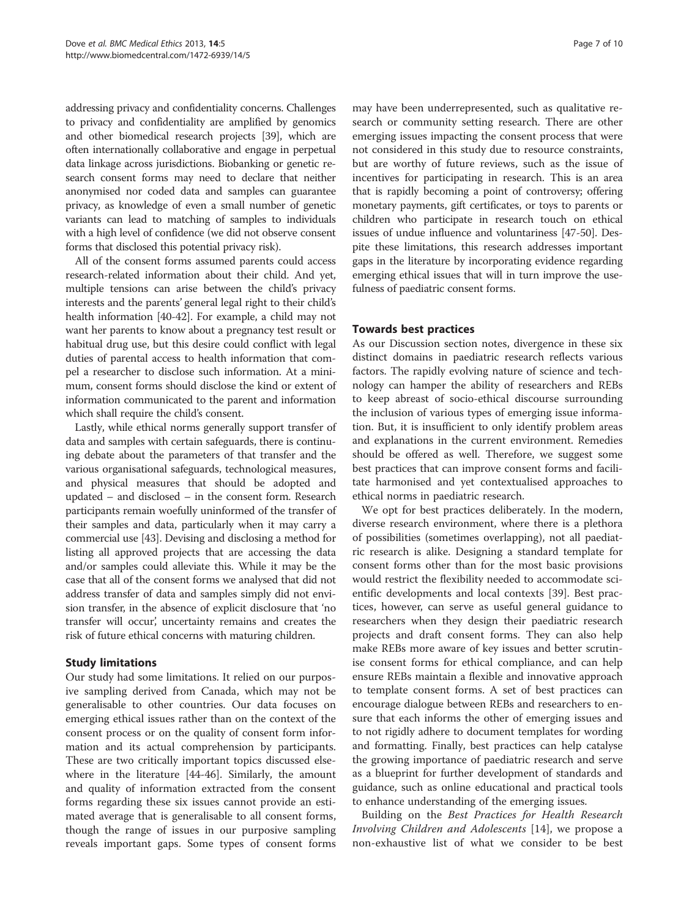addressing privacy and confidentiality concerns. Challenges to privacy and confidentiality are amplified by genomics and other biomedical research projects [39], which are often internationally collaborative and engage in perpetual data linkage across jurisdictions. Biobanking or genetic research consent forms may need to declare that neither anonymised nor coded data and samples can guarantee privacy, as knowledge of even a small number of genetic variants can lead to matching of samples to individuals with a high level of confidence (we did not observe consent forms that disclosed this potential privacy risk).

All of the consent forms assumed parents could access research-related information about their child. And yet, multiple tensions can arise between the child's privacy interests and the parents' general legal right to their child's health information [40-42]. For example, a child may not want her parents to know about a pregnancy test result or habitual drug use, but this desire could conflict with legal duties of parental access to health information that compel a researcher to disclose such information. At a minimum, consent forms should disclose the kind or extent of information communicated to the parent and information which shall require the child's consent.

Lastly, while ethical norms generally support transfer of data and samples with certain safeguards, there is continuing debate about the parameters of that transfer and the various organisational safeguards, technological measures, and physical measures that should be adopted and updated – and disclosed – in the consent form. Research participants remain woefully uninformed of the transfer of their samples and data, particularly when it may carry a commercial use [43]. Devising and disclosing a method for listing all approved projects that are accessing the data and/or samples could alleviate this. While it may be the case that all of the consent forms we analysed that did not address transfer of data and samples simply did not envision transfer, in the absence of explicit disclosure that 'no transfer will occur', uncertainty remains and creates the risk of future ethical concerns with maturing children.

## Study limitations

Our study had some limitations. It relied on our purposive sampling derived from Canada, which may not be generalisable to other countries. Our data focuses on emerging ethical issues rather than on the context of the consent process or on the quality of consent form information and its actual comprehension by participants. These are two critically important topics discussed elsewhere in the literature [44-46]. Similarly, the amount and quality of information extracted from the consent forms regarding these six issues cannot provide an estimated average that is generalisable to all consent forms, though the range of issues in our purposive sampling reveals important gaps. Some types of consent forms may have been underrepresented, such as qualitative research or community setting research. There are other emerging issues impacting the consent process that were not considered in this study due to resource constraints, but are worthy of future reviews, such as the issue of incentives for participating in research. This is an area that is rapidly becoming a point of controversy; offering monetary payments, gift certificates, or toys to parents or children who participate in research touch on ethical issues of undue influence and voluntariness [47-50]. Despite these limitations, this research addresses important gaps in the literature by incorporating evidence regarding emerging ethical issues that will in turn improve the usefulness of paediatric consent forms.

## Towards best practices

As our Discussion section notes, divergence in these six distinct domains in paediatric research reflects various factors. The rapidly evolving nature of science and technology can hamper the ability of researchers and REBs to keep abreast of socio-ethical discourse surrounding the inclusion of various types of emerging issue information. But, it is insufficient to only identify problem areas and explanations in the current environment. Remedies should be offered as well. Therefore, we suggest some best practices that can improve consent forms and facilitate harmonised and yet contextualised approaches to ethical norms in paediatric research.

We opt for best practices deliberately. In the modern, diverse research environment, where there is a plethora of possibilities (sometimes overlapping), not all paediatric research is alike. Designing a standard template for consent forms other than for the most basic provisions would restrict the flexibility needed to accommodate scientific developments and local contexts [39]. Best practices, however, can serve as useful general guidance to researchers when they design their paediatric research projects and draft consent forms. They can also help make REBs more aware of key issues and better scrutinise consent forms for ethical compliance, and can help ensure REBs maintain a flexible and innovative approach to template consent forms. A set of best practices can encourage dialogue between REBs and researchers to ensure that each informs the other of emerging issues and to not rigidly adhere to document templates for wording and formatting. Finally, best practices can help catalyse the growing importance of paediatric research and serve as a blueprint for further development of standards and guidance, such as online educational and practical tools to enhance understanding of the emerging issues.

Building on the *Best Practices for Health Research Involving Children and Adolescents* [14], we propose a non-exhaustive list of what we consider to be best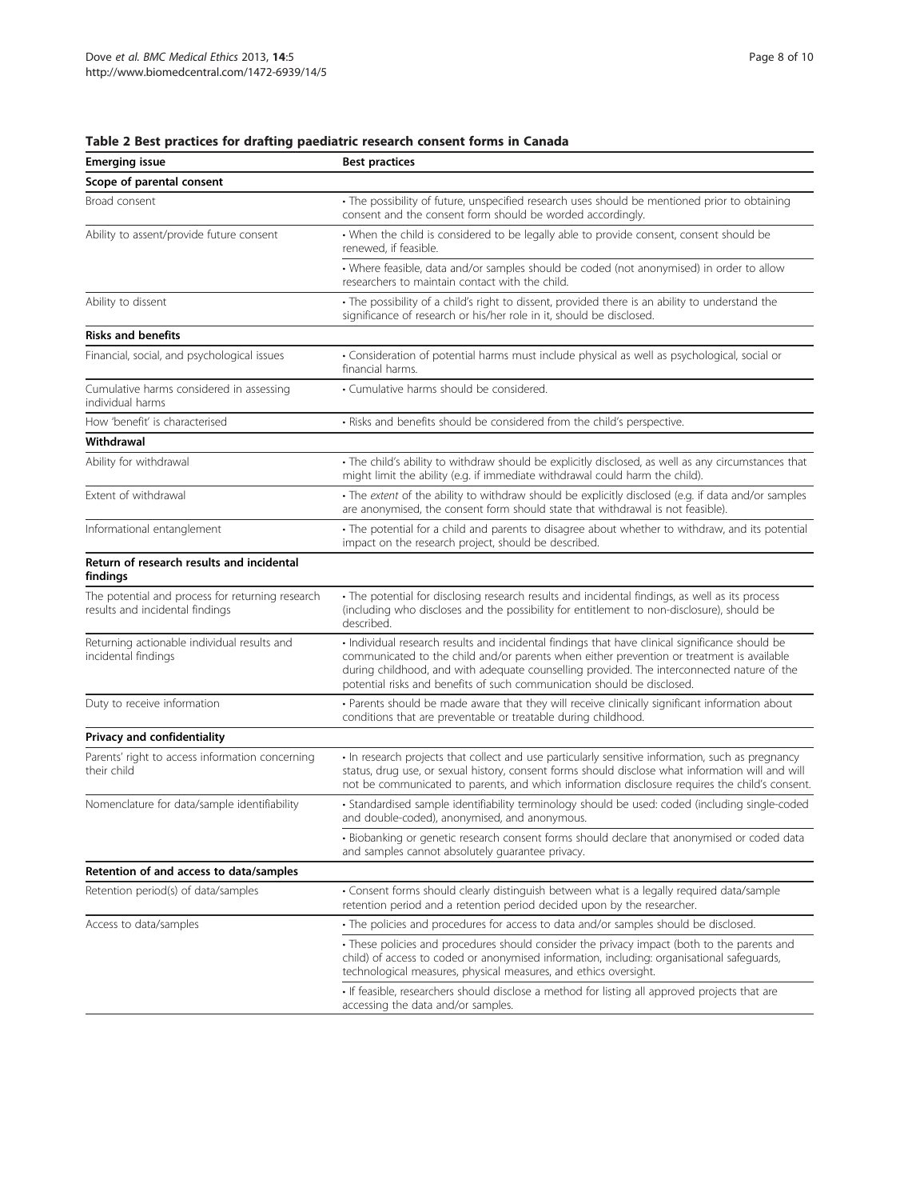**Table 2 Best practices for drafting paediatric research consent forms in Canada**

| Emerging issue | Best practices |
|---|---|
| **Scope of parental consent** | |
| Broad consent | • The possibility of future, unspecified research uses should be mentioned prior to obtaining consent and the consent form should be worded accordingly. |
| Ability to assent/provide future consent | • When the child is considered to be legally able to provide consent, consent should be renewed, if feasible. |
| | • Where feasible, data and/or samples should be coded (not anonymised) in order to allow researchers to maintain contact with the child. |
| Ability to dissent | • The possibility of a child's right to dissent, provided there is an ability to understand the significance of research or his/her role in it, should be disclosed. |
| **Risks and benefits** | |
| Financial, social, and psychological issues | • Consideration of potential harms must include physical as well as psychological, social or financial harms. |
| Cumulative harms considered in assessing individual harms | • Cumulative harms should be considered. |
| How 'benefit' is characterised | • Risks and benefits should be considered from the child's perspective. |
| **Withdrawal** | |
| Ability for withdrawal | • The child's ability to withdraw should be explicitly disclosed, as well as any circumstances that might limit the ability (e.g. if immediate withdrawal could harm the child). |
| Extent of withdrawal | • The *extent* of the ability to withdraw should be explicitly disclosed (e.g. if data and/or samples are anonymised, the consent form should state that withdrawal is not feasible). |
| Informational entanglement | • The potential for a child and parents to disagree about whether to withdraw, and its potential impact on the research project, should be described. |
| **Return of research results and incidental findings** | |
| The potential and process for returning research results and incidental findings | • The potential for disclosing research results and incidental findings, as well as its process (including who discloses and the possibility for entitlement to non-disclosure), should be described. |
| Returning actionable individual results and incidental findings | • Individual research results and incidental findings that have clinical significance should be communicated to the child and/or parents when either prevention or treatment is available during childhood, and with adequate counselling provided. The interconnected nature of the potential risks and benefits of such communication should be disclosed. |
| Duty to receive information | • Parents should be made aware that they will receive clinically significant information about conditions that are preventable or treatable during childhood. |
| **Privacy and confidentiality** | |
| Parents' right to access information concerning their child | • In research projects that collect and use particularly sensitive information, such as pregnancy status, drug use, or sexual history, consent forms should disclose what information will and will not be communicated to parents, and which information disclosure requires the child's consent. |
| Nomenclature for data/sample identifiability | • Standardised sample identifiability terminology should be used: coded (including single-coded and double-coded), anonymised, and anonymous. |
| | • Biobanking or genetic research consent forms should declare that anonymised or coded data and samples cannot absolutely guarantee privacy. |
| **Retention of and access to data/samples** | |
| Retention period(s) of data/samples | • Consent forms should clearly distinguish between what is a legally required data/sample retention period and a retention period decided upon by the researcher. |
| Access to data/samples | • The policies and procedures for access to data and/or samples should be disclosed. |
| | • These policies and procedures should consider the privacy impact (both to the parents and child) of access to coded or anonymised information, including: organisational safeguards, technological measures, physical measures, and ethics oversight. |
| | • If feasible, researchers should disclose a method for listing all approved projects that are accessing the data and/or samples. |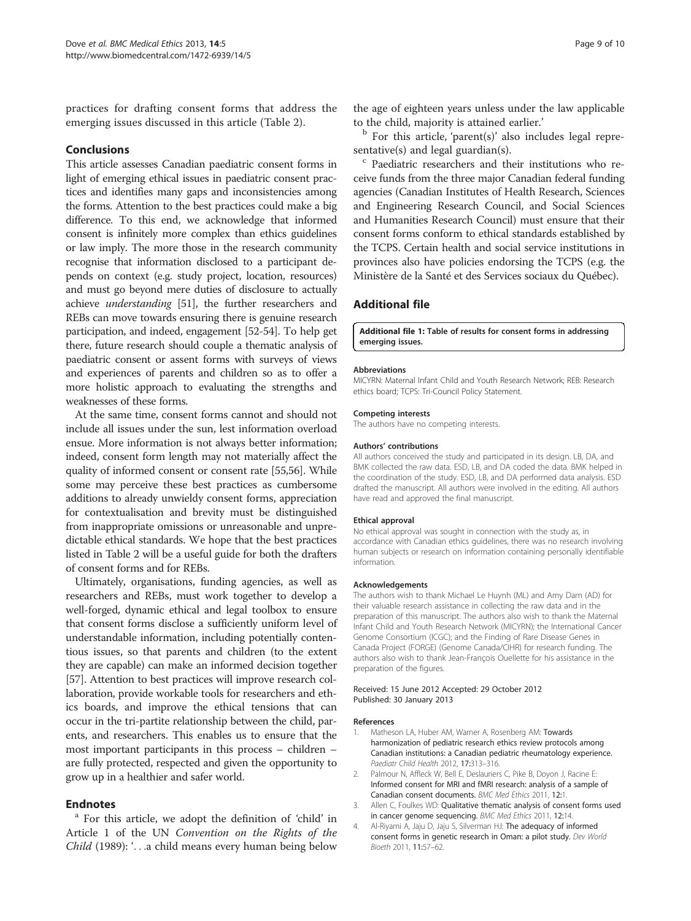practices for drafting consent forms that address the emerging issues discussed in this article (Table 2).

## Conclusions

This article assesses Canadian paediatric consent forms in light of emerging ethical issues in paediatric consent practices and identifies many gaps and inconsistencies among the forms. Attention to the best practices could make a big difference. To this end, we acknowledge that informed consent is infinitely more complex than ethics guidelines or law imply. The more those in the research community recognise that information disclosed to a participant depends on context (e.g. study project, location, resources) and must go beyond mere duties of disclosure to actually achieve *understanding* [51], the further researchers and REBs can move towards ensuring there is genuine research participation, and indeed, engagement [52-54]. To help get there, future research should couple a thematic analysis of paediatric consent or assent forms with surveys of views and experiences of parents and children so as to offer a more holistic approach to evaluating the strengths and weaknesses of these forms.

At the same time, consent forms cannot and should not include all issues under the sun, lest information overload ensue. More information is not always better information; indeed, consent form length may not materially affect the quality of informed consent or consent rate [55,56]. While some may perceive these best practices as cumbersome additions to already unwieldy consent forms, appreciation for contextualisation and brevity must be distinguished from inappropriate omissions or unreasonable and unpredictable ethical standards. We hope that the best practices listed in Table 2 will be a useful guide for both the drafters of consent forms and for REBs.

Ultimately, organisations, funding agencies, as well as researchers and REBs, must work together to develop a well-forged, dynamic ethical and legal toolbox to ensure that consent forms disclose a sufficiently uniform level of understandable information, including potentially contentious issues, so that parents and children (to the extent they are capable) can make an informed decision together [57]. Attention to best practices will improve research collaboration, provide workable tools for researchers and ethics boards, and improve the ethical tensions that can occur in the tri-partite relationship between the child, parents, and researchers. This enables us to ensure that the most important participants in this process – children – are fully protected, respected and given the opportunity to grow up in a healthier and safer world.

## Endnotes

[a] For this article, we adopt the definition of 'child' in Article 1 of the UN *Convention on the Rights of the Child* (1989): '. . .a child means every human being below the age of eighteen years unless under the law applicable to the child, majority is attained earlier.'

[b] For this article, 'parent(s)' also includes legal representative(s) and legal guardian(s).

[c] Paediatric researchers and their institutions who receive funds from the three major Canadian federal funding agencies (Canadian Institutes of Health Research, Sciences and Engineering Research Council, and Social Sciences and Humanities Research Council) must ensure that their consent forms conform to ethical standards established by the TCPS. Certain health and social service institutions in provinces also have policies endorsing the TCPS (e.g. the Ministère de la Santé et des Services sociaux du Québec).

## Additional file

**Additional file 1: Table of results for consent forms in addressing emerging issues.**

#### Abbreviations

MICYRN: Maternal Infant Child and Youth Research Network; REB: Research ethics board; TCPS: Tri-Council Policy Statement.

#### Competing interests

The authors have no competing interests.

#### Authors' contributions

All authors conceived the study and participated in its design. LB, DA, and BMK collected the raw data. ESD, LB, and DA coded the data. BMK helped in the coordination of the study. ESD, LB, and DA performed data analysis. ESD drafted the manuscript. All authors were involved in the editing. All authors have read and approved the final manuscript.

#### Ethical approval

No ethical approval was sought in connection with the study as, in accordance with Canadian ethics guidelines, there was no research involving human subjects or research on information containing personally identifiable information.

#### Acknowledgements

The authors wish to thank Michael Le Huynh (ML) and Amy Dam (AD) for their valuable research assistance in collecting the raw data and in the preparation of this manuscript. The authors also wish to thank the Maternal Infant Child and Youth Research Network (MICYRN); the International Cancer Genome Consortium (ICGC); and the Finding of Rare Disease Genes in Canada Project (FORGE) (Genome Canada/CIHR) for research funding. The authors also wish to thank Jean-François Ouellette for his assistance in the preparation of the figures.

Received: 15 June 2012 Accepted: 29 October 2012
Published: 30 January 2013

#### References

1. Matheson LA, Huber AM, Warner A, Rosenberg AM: **Towards harmonization of pediatric research ethics review protocols among Canadian institutions: a Canadian pediatric rheumatology experience.** *Paediatr Child Health* 2012, **17:**313–316.
2. Palmour N, Affleck W, Bell E, Deslauriers C, Pike B, Doyon J, Racine E: **Informed consent for MRI and fMRI research: analysis of a sample of Canadian consent documents.** *BMC Med Ethics* 2011, **12:**1.
3. Allen C, Foulkes WD: **Qualitative thematic analysis of consent forms used in cancer genome sequencing.** *BMC Med Ethics* 2011, **12:**14.
4. Al-Riyami A, Jaju D, Jaju S, Silverman HJ: **The adequacy of informed consent forms in genetic research in Oman: a pilot study.** *Dev World Bioeth* 2011, **11:**57–62.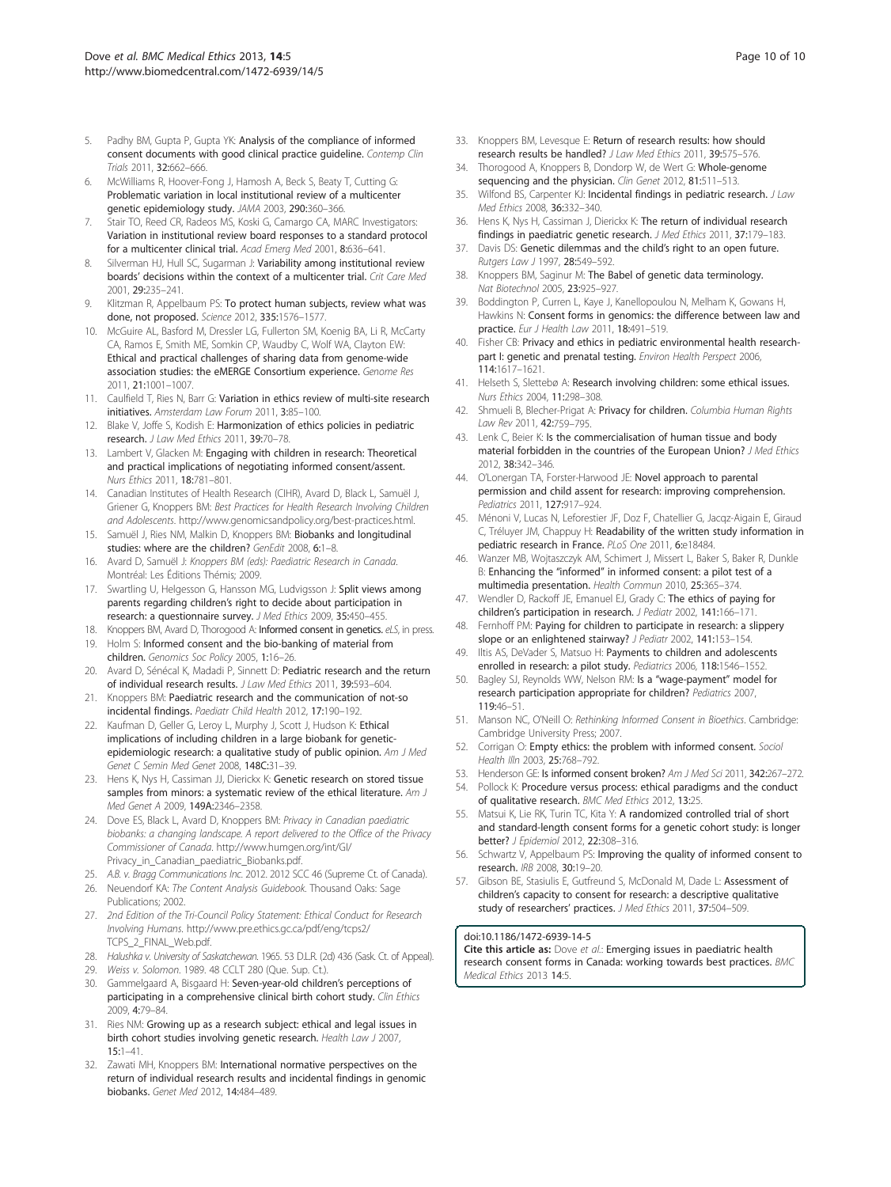5. Padhy BM, Gupta P, Gupta YK: **Analysis of the compliance of informed consent documents with good clinical practice guideline.** *Contemp Clin Trials* 2011, **32:**662–666.
6. McWilliams R, Hoover-Fong J, Hamosh A, Beck S, Beaty T, Cutting G: **Problematic variation in local institutional review of a multicenter genetic epidemiology study.** *JAMA* 2003, **290:**360–366.
7. Stair TO, Reed CR, Radeos MS, Koski G, Camargo CA, MARC Investigators: **Variation in institutional review board responses to a standard protocol for a multicenter clinical trial.** *Acad Emerg Med* 2001, **8:**636–641.
8. Silverman HJ, Hull SC, Sugarman J: **Variability among institutional review boards' decisions within the context of a multicenter trial.** *Crit Care Med* 2001, **29:**235–241.
9. Klitzman R, Appelbaum PS: **To protect human subjects, review what was done, not proposed.** *Science* 2012, **335:**1576–1577.
10. McGuire AL, Basford M, Dressler LG, Fullerton SM, Koenig BA, Li R, McCarty CA, Ramos E, Smith ME, Somkin CP, Waudby C, Wolf WA, Clayton EW: **Ethical and practical challenges of sharing data from genome-wide association studies: the eMERGE Consortium experience.** *Genome Res* 2011, **21:**1001–1007.
11. Caulfield T, Ries N, Barr G: **Variation in ethics review of multi-site research initiatives.** *Amsterdam Law Forum* 2011, **3:**85–100.
12. Blake V, Joffe S, Kodish E: **Harmonization of ethics policies in pediatric research.** *J Law Med Ethics* 2011, **39:**70–78.
13. Lambert V, Glacken M: **Engaging with children in research: Theoretical and practical implications of negotiating informed consent/assent.** *Nurs Ethics* 2011, **18:**781–801.
14. Canadian Institutes of Health Research (CIHR), Avard D, Black L, Samuël J, Griener G, Knoppers BM: *Best Practices for Health Research Involving Children and Adolescents*. http://www.genomicsandpolicy.org/best-practices.html.
15. Samuël J, Ries NM, Malkin D, Knoppers BM: **Biobanks and longitudinal studies: where are the children?** *GenEdit* 2008, **6:**1–8.
16. Avard D, Samuël J: *Knoppers BM (eds): Paediatric Research in Canada*. Montréal: Les Éditions Thémis; 2009.
17. Swartling U, Helgesson G, Hansson MG, Ludvigsson J: **Split views among parents regarding children's right to decide about participation in research: a questionnaire survey.** *J Med Ethics* 2009, **35:**450–455.
18. Knoppers BM, Avard D, Thorogood A: **Informed consent in genetics.** *eLS*, in press.
19. Holm S: **Informed consent and the bio-banking of material from children.** *Genomics Soc Policy* 2005, **1:**16–26.
20. Avard D, Sénécal K, Madadi P, Sinnett D: **Pediatric research and the return of individual research results.** *J Law Med Ethics* 2011, **39:**593–604.
21. Knoppers BM: **Paediatric research and the communication of not-so incidental findings.** *Paediatr Child Health* 2012, **17:**190–192.
22. Kaufman D, Geller G, Leroy L, Murphy J, Scott J, Hudson K: **Ethical implications of including children in a large biobank for genetic-epidemiologic research: a qualitative study of public opinion.** *Am J Med Genet C Semin Med Genet* 2008, **148C:**31–39.
23. Hens K, Nys H, Cassiman JJ, Dierickx K: **Genetic research on stored tissue samples from minors: a systematic review of the ethical literature.** *Am J Med Genet A* 2009, **149A:**2346–2358.
24. Dove ES, Black L, Avard D, Knoppers BM: *Privacy in Canadian paediatric biobanks: a changing landscape. A report delivered to the Office of the Privacy Commissioner of Canada*. http://www.humgen.org/int/GI/Privacy_in_Canadian_paediatric_Biobanks.pdf.
25. *A.B. v. Bragg Communications Inc.* 2012. 2012 SCC 46 (Supreme Ct. of Canada).
26. Neuendorf KA: *The Content Analysis Guidebook*. Thousand Oaks: Sage Publications; 2002.
27. *2nd Edition of the Tri-Council Policy Statement: Ethical Conduct for Research Involving Humans*. http://www.pre.ethics.gc.ca/pdf/eng/tcps2/TCPS_2_FINAL_Web.pdf.
28. *Halushka v. University of Saskatchewan*. 1965. 53 D.L.R. (2d) 436 (Sask. Ct. of Appeal).
29. *Weiss v. Solomon*. 1989. 48 CCLT 280 (Que. Sup. Ct.).
30. Gammelgaard A, Bisgaard H: **Seven-year-old children's perceptions of participating in a comprehensive clinical birth cohort study.** *Clin Ethics* 2009, **4:**79–84.
31. Ries NM: **Growing up as a research subject: ethical and legal issues in birth cohort studies involving genetic research.** *Health Law J* 2007, **15:**1–41.
32. Zawati MH, Knoppers BM: **International normative perspectives on the return of individual research results and incidental findings in genomic biobanks.** *Genet Med* 2012, **14:**484–489.
33. Knoppers BM, Levesque E: **Return of research results: how should research results be handled?** *J Law Med Ethics* 2011, **39:**575–576.
34. Thorogood A, Knoppers B, Dondorp W, de Wert G: **Whole-genome sequencing and the physician.** *Clin Genet* 2012, **81:**511–513.
35. Wilfond BS, Carpenter KJ: **Incidental findings in pediatric research.** *J Law Med Ethics* 2008, **36:**332–340.
36. Hens K, Nys H, Cassiman J, Dierickx K: **The return of individual research findings in paediatric genetic research.** *J Med Ethics* 2011, **37:**179–183.
37. Davis DS: **Genetic dilemmas and the child's right to an open future.** *Rutgers Law J* 1997, **28:**549–592.
38. Knoppers BM, Saginur M: **The Babel of genetic data terminology.** *Nat Biotechnol* 2005, **23:**925–927.
39. Boddington P, Curren L, Kaye J, Kanellopoulou N, Melham K, Gowans H, Hawkins N: **Consent forms in genomics: the difference between law and practice.** *Eur J Health Law* 2011, **18:**491–519.
40. Fisher CB: **Privacy and ethics in pediatric environmental health research-part I: genetic and prenatal testing.** *Environ Health Perspect* 2006, **114:**1617–1621.
41. Helseth S, Slettebø A: **Research involving children: some ethical issues.** *Nurs Ethics* 2004, **11:**298–308.
42. Shmueli B, Blecher-Prigat A: **Privacy for children.** *Columbia Human Rights Law Rev* 2011, **42:**759–795.
43. Lenk C, Beier K: **Is the commercialisation of human tissue and body material forbidden in the countries of the European Union?** *J Med Ethics* 2012, **38:**342–346.
44. O'Lonergan TA, Forster-Harwood JE: **Novel approach to parental permission and child assent for research: improving comprehension.** *Pediatrics* 2011, **127:**917–924.
45. Ménoni V, Lucas N, Leforestier JF, Doz F, Chatellier G, Jacqz-Aigain E, Giraud C, Tréluyer JM, Chappuy H: **Readability of the written study information in pediatric research in France.** *PLoS One* 2011, **6:**e18484.
46. Wanzer MB, Wojtaszczyk AM, Schimert J, Missert L, Baker S, Baker R, Dunkle B: **Enhancing the "informed" in informed consent: a pilot test of a multimedia presentation.** *Health Commun* 2010, **25:**365–374.
47. Wendler D, Rackoff JE, Emanuel EJ, Grady C: **The ethics of paying for children's participation in research.** *J Pediatr* 2002, **141:**166–171.
48. Fernhoff PM: **Paying for children to participate in research: a slippery slope or an enlightened stairway?** *J Pediatr* 2002, **141:**153–154.
49. Iltis AS, DeVader S, Matsuo H: **Payments to children and adolescents enrolled in research: a pilot study.** *Pediatrics* 2006, **118:**1546–1552.
50. Bagley SJ, Reynolds WW, Nelson RM: **Is a "wage-payment" model for research participation appropriate for children?** *Pediatrics* 2007, **119:**46–51.
51. Manson NC, O'Neill O: *Rethinking Informed Consent in Bioethics*. Cambridge: Cambridge University Press; 2007.
52. Corrigan O: **Empty ethics: the problem with informed consent.** *Sociol Health Illn* 2003, **25:**768–792.
53. Henderson GE: **Is informed consent broken?** *Am J Med Sci* 2011, **342:**267–272.
54. Pollock K: **Procedure versus process: ethical paradigms and the conduct of qualitative research.** *BMC Med Ethics* 2012, **13:**25.
55. Matsui K, Lie RK, Turin TC, Kita Y: **A randomized controlled trial of short and standard-length consent forms for a genetic cohort study: is longer better?** *J Epidemiol* 2012, **22:**308–316.
56. Schwartz V, Appelbaum PS: **Improving the quality of informed consent to research.** *IRB* 2008, **30:**19–20.
57. Gibson BE, Stasiulis E, Gutfreund S, McDonald M, Dade L: **Assessment of children's capacity to consent for research: a descriptive qualitative study of researchers' practices.** *J Med Ethics* 2011, **37:**504–509.

doi:10.1186/1472-6939-14-5

**Cite this article as:** Dove *et al.*: Emerging issues in paediatric health research consent forms in Canada: working towards best practices. *BMC Medical Ethics* 2013 **14**:5.